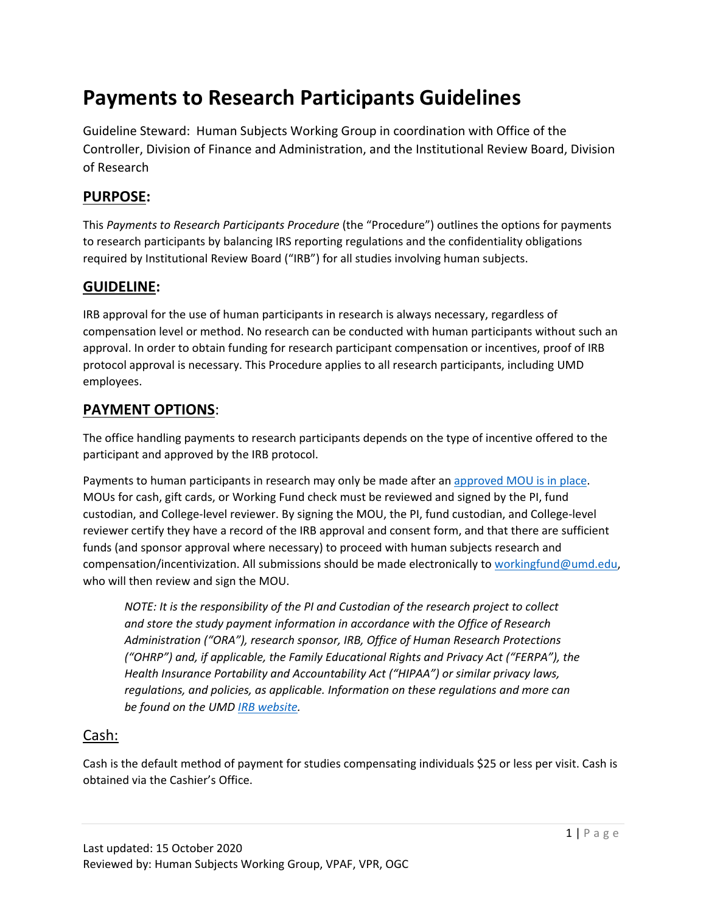# Payments to Research Participants Guidelines

Guideline Steward: Human Subjects Working Group in coordination with Office of the Controller, Division of Finance and Administration, and the Institutional Review Board, Division of Research

## PURPOSE:

This *Payments to Research Participants Procedure* (the "Procedure") outlines the options for payments to research participants by balancing IRS reporting regulations and the confidentiality obligations required by Institutional Review Board ("IRB") for all studies involving human subjects.

## GUIDELINE:

IRB approval for the use of human participants in research is always necessary, regardless of compensation level or method. No research can be conducted with human participants without such an approval. In order to obtain funding for research participant compensation or incentives, proof of IRB protocol approval is necessary. This Procedure applies to all research participants, including UMD employees.

## PAYMENT OPTIONS:

The office handling payments to research participants depends on the type of incentive offered to the participant and approved by the IRB protocol.

Payments to human participants in research may only be made after an approved MOU is in place. MOUs for cash, gift cards, or Working Fund check must be reviewed and signed by the PI, fund custodian, and College-level reviewer. By signing the MOU, the PI, fund custodian, and College-level reviewer certify they have a record of the IRB approval and consent form, and that there are sufficient funds (and sponsor approval where necessary) to proceed with human subjects research and compensation/incentivization. All submissions should be made electronically to workingfund@umd.edu, who will then review and sign the MOU.

> *NOTE: It is the responsibility of the PI and Custodian of the research project to collect and store the study payment information in accordance with the Office of Research Administration ("ORA"), research sponsor, IRB, Office of Human Research Protections ("OHRP") and, if applicable, the Family Educational Rights and Privacy Act ("FERPA"), the Health Insurance Portability and Accountability Act ("HIPAA") or similar privacy laws, regulations, and policies, as applicable. Information on these regulations and more can be found on the UMD IRB website.*

### Cash:

Cash is the default method of payment for studies compensating individuals $25 or less per visit. Cash is obtained via the Cashier's Office.

Last updated: 15 October 2020
Reviewed by: Human Subjects Working Group, VPAF, VPR, OGC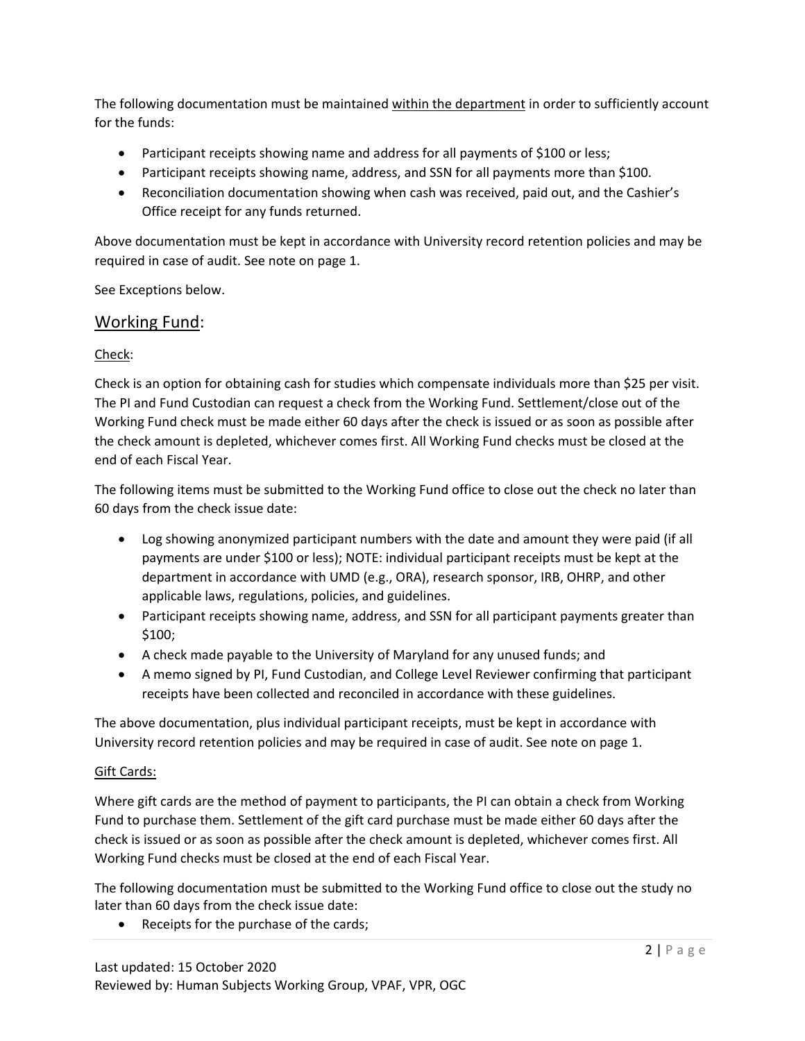The following documentation must be maintained within the department in order to sufficiently account for the funds:

- Participant receipts showing name and address for all payments of $100 or less;
- Participant receipts showing name, address, and SSN for all payments more than $100.
- Reconciliation documentation showing when cash was received, paid out, and the Cashier's Office receipt for any funds returned.

Above documentation must be kept in accordance with University record retention policies and may be required in case of audit. See note on page 1.

See Exceptions below.

## Working Fund:

### Check:

Check is an option for obtaining cash for studies which compensate individuals more than $25 per visit. The PI and Fund Custodian can request a check from the Working Fund. Settlement/close out of the Working Fund check must be made either 60 days after the check is issued or as soon as possible after the check amount is depleted, whichever comes first. All Working Fund checks must be closed at the end of each Fiscal Year.

The following items must be submitted to the Working Fund office to close out the check no later than 60 days from the check issue date:

- Log showing anonymized participant numbers with the date and amount they were paid (if all payments are under $100 or less); NOTE: individual participant receipts must be kept at the department in accordance with UMD (e.g., ORA), research sponsor, IRB, OHRP, and other applicable laws, regulations, policies, and guidelines.
- Participant receipts showing name, address, and SSN for all participant payments greater than $100;
- A check made payable to the University of Maryland for any unused funds; and
- A memo signed by PI, Fund Custodian, and College Level Reviewer confirming that participant receipts have been collected and reconciled in accordance with these guidelines.

The above documentation, plus individual participant receipts, must be kept in accordance with University record retention policies and may be required in case of audit. See note on page 1.

### Gift Cards:

Where gift cards are the method of payment to participants, the PI can obtain a check from Working Fund to purchase them. Settlement of the gift card purchase must be made either 60 days after the check is issued or as soon as possible after the check amount is depleted, whichever comes first. All Working Fund checks must be closed at the end of each Fiscal Year.

The following documentation must be submitted to the Working Fund office to close out the study no later than 60 days from the check issue date:

- Receipts for the purchase of the cards;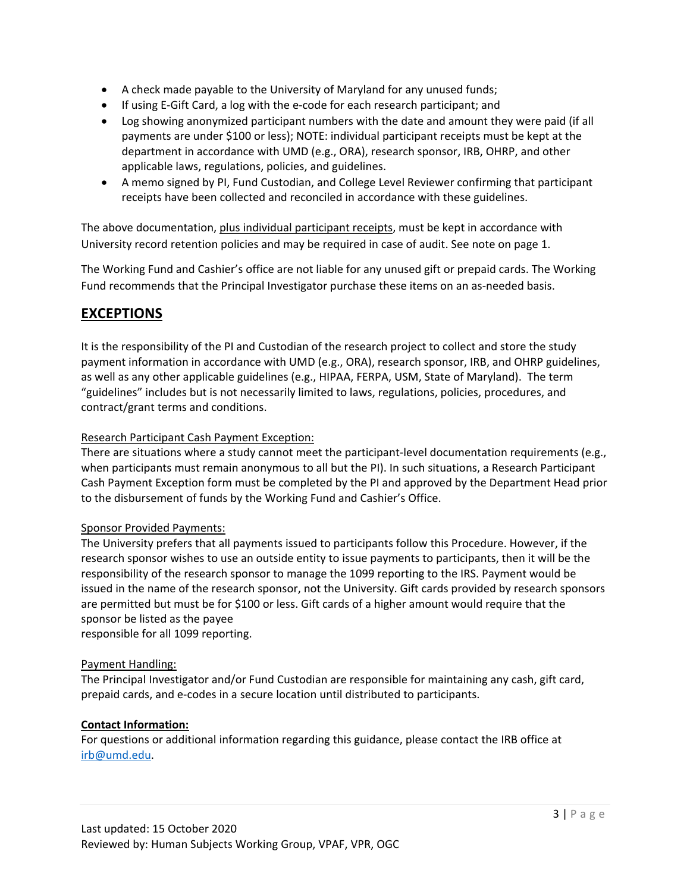- A check made payable to the University of Maryland for any unused funds;
- If using E-Gift Card, a log with the e-code for each research participant; and
- Log showing anonymized participant numbers with the date and amount they were paid (if all payments are under $100 or less); NOTE: individual participant receipts must be kept at the department in accordance with UMD (e.g., ORA), research sponsor, IRB, OHRP, and other applicable laws, regulations, policies, and guidelines.
- A memo signed by PI, Fund Custodian, and College Level Reviewer confirming that participant receipts have been collected and reconciled in accordance with these guidelines.

The above documentation, plus individual participant receipts, must be kept in accordance with University record retention policies and may be required in case of audit. See note on page 1.

The Working Fund and Cashier's office are not liable for any unused gift or prepaid cards. The Working Fund recommends that the Principal Investigator purchase these items on an as-needed basis.

## EXCEPTIONS

It is the responsibility of the PI and Custodian of the research project to collect and store the study payment information in accordance with UMD (e.g., ORA), research sponsor, IRB, and OHRP guidelines, as well as any other applicable guidelines (e.g., HIPAA, FERPA, USM, State of Maryland). The term "guidelines" includes but is not necessarily limited to laws, regulations, policies, procedures, and contract/grant terms and conditions.

Research Participant Cash Payment Exception:
There are situations where a study cannot meet the participant-level documentation requirements (e.g., when participants must remain anonymous to all but the PI). In such situations, a Research Participant Cash Payment Exception form must be completed by the PI and approved by the Department Head prior to the disbursement of funds by the Working Fund and Cashier's Office.

Sponsor Provided Payments:
The University prefers that all payments issued to participants follow this Procedure. However, if the research sponsor wishes to use an outside entity to issue payments to participants, then it will be the responsibility of the research sponsor to manage the 1099 reporting to the IRS. Payment would be issued in the name of the research sponsor, not the University. Gift cards provided by research sponsors are permitted but must be for $100 or less. Gift cards of a higher amount would require that the sponsor be listed as the payee
responsible for all 1099 reporting.

Payment Handling:
The Principal Investigator and/or Fund Custodian are responsible for maintaining any cash, gift card, prepaid cards, and e-codes in a secure location until distributed to participants.

**Contact Information:**
For questions or additional information regarding this guidance, please contact the IRB office at irb@umd.edu.

Last updated: 15 October 2020
Reviewed by: Human Subjects Working Group, VPAF, VPR, OGC